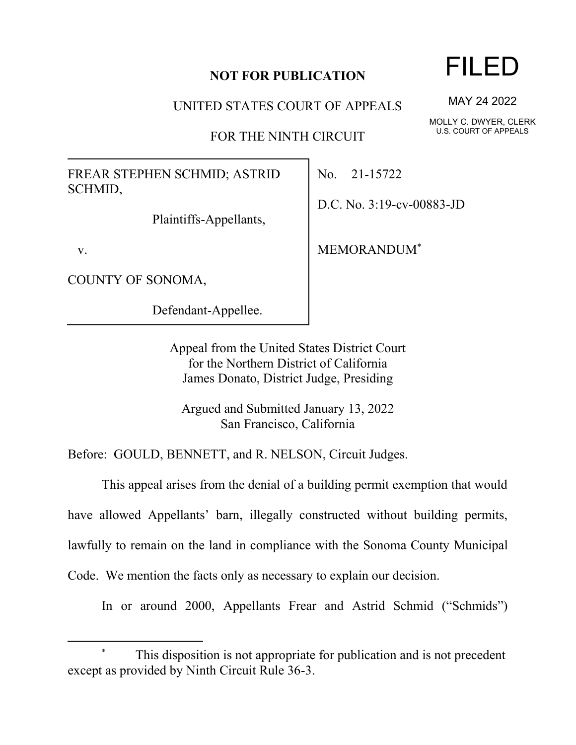**NOT FOR PUBLICATION**

FILED

MAY 24 2022

MOLLY C. DWYER, CLERK
U.S. COURT OF APPEALS

UNITED STATES COURT OF APPEALS

FOR THE NINTH CIRCUIT

| | |
|---|---|
| FREAR STEPHEN SCHMID; ASTRID SCHMID,<br><br>Plaintiffs-Appellants,<br><br>v.<br><br>COUNTY OF SONOMA,<br><br>Defendant-Appellee. | No. 21-15722<br><br>D.C. No. 3:19-cv-00883-JD<br><br>MEMORANDUM* |

Appeal from the United States District Court
for the Northern District of California
James Donato, District Judge, Presiding

Argued and Submitted January 13, 2022
San Francisco, California

Before: GOULD, BENNETT, and R. NELSON, Circuit Judges.

This appeal arises from the denial of a building permit exemption that would have allowed Appellants' barn, illegally constructed without building permits, lawfully to remain on the land in compliance with the Sonoma County Municipal Code. We mention the facts only as necessary to explain our decision.

In or around 2000, Appellants Frear and Astrid Schmid ("Schmids")

---

* This disposition is not appropriate for publication and is not precedent except as provided by Ninth Circuit Rule 36-3.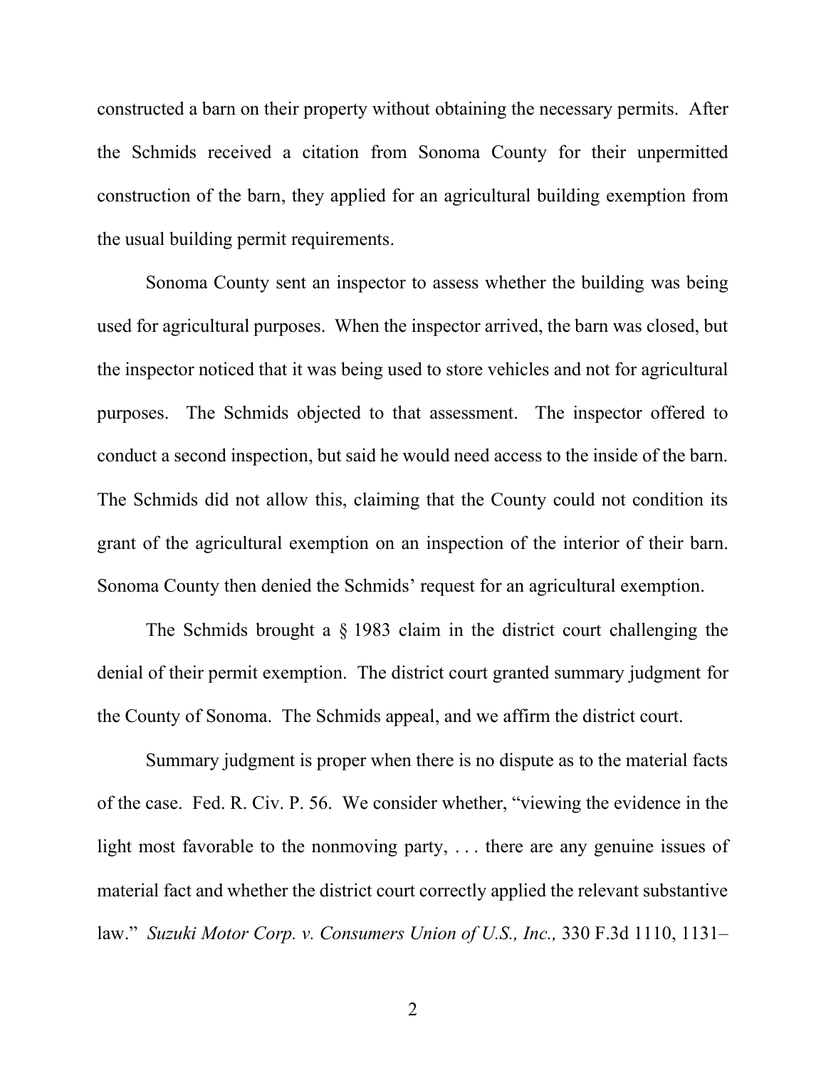constructed a barn on their property without obtaining the necessary permits. After the Schmids received a citation from Sonoma County for their unpermitted construction of the barn, they applied for an agricultural building exemption from the usual building permit requirements.

Sonoma County sent an inspector to assess whether the building was being used for agricultural purposes. When the inspector arrived, the barn was closed, but the inspector noticed that it was being used to store vehicles and not for agricultural purposes. The Schmids objected to that assessment. The inspector offered to conduct a second inspection, but said he would need access to the inside of the barn. The Schmids did not allow this, claiming that the County could not condition its grant of the agricultural exemption on an inspection of the interior of their barn. Sonoma County then denied the Schmids' request for an agricultural exemption.

The Schmids brought a § 1983 claim in the district court challenging the denial of their permit exemption. The district court granted summary judgment for the County of Sonoma. The Schmids appeal, and we affirm the district court.

Summary judgment is proper when there is no dispute as to the material facts of the case. Fed. R. Civ. P. 56. We consider whether, "viewing the evidence in the light most favorable to the nonmoving party, . . . there are any genuine issues of material fact and whether the district court correctly applied the relevant substantive law." *Suzuki Motor Corp. v. Consumers Union of U.S., Inc.,* 330 F.3d 1110, 1131–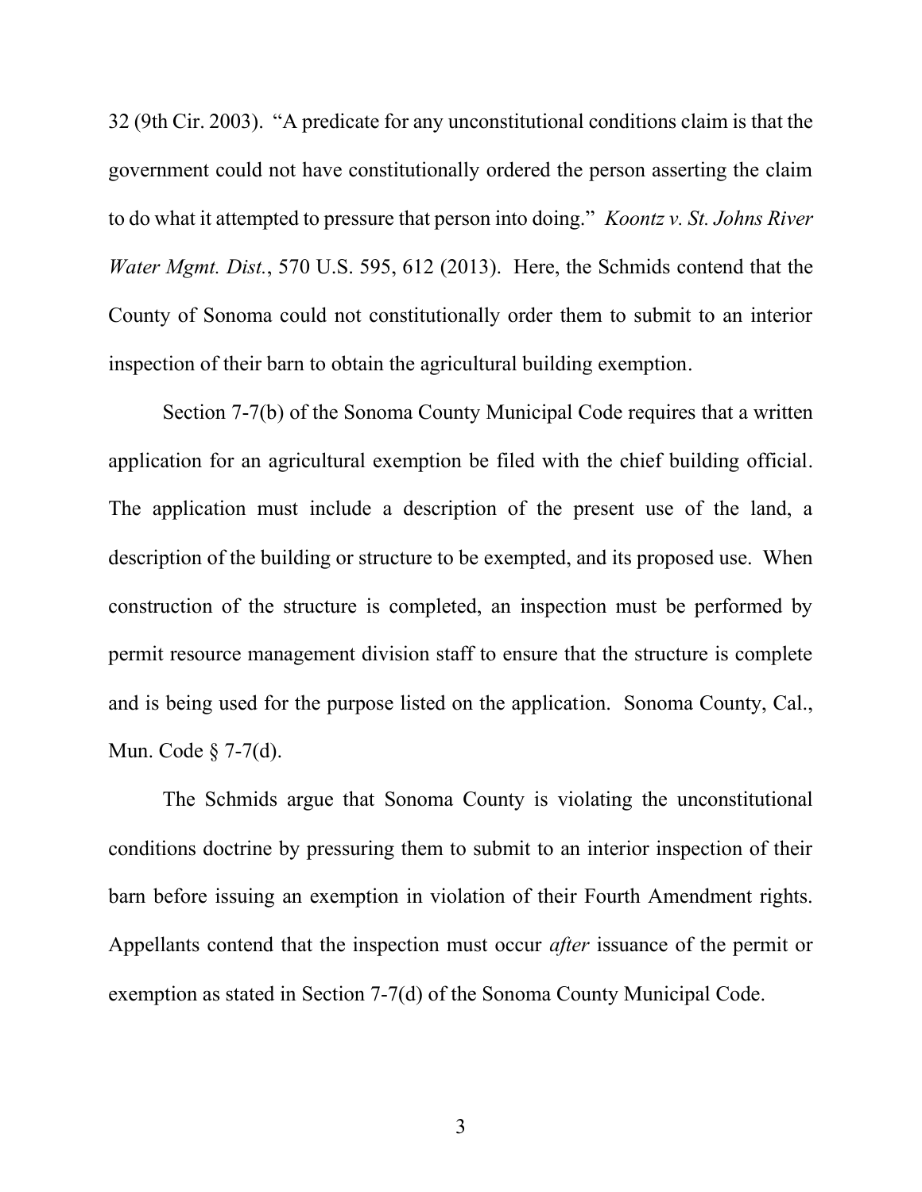32 (9th Cir. 2003). "A predicate for any unconstitutional conditions claim is that the government could not have constitutionally ordered the person asserting the claim to do what it attempted to pressure that person into doing." *Koontz v. St. Johns River Water Mgmt. Dist.*, 570 U.S. 595, 612 (2013). Here, the Schmids contend that the County of Sonoma could not constitutionally order them to submit to an interior inspection of their barn to obtain the agricultural building exemption.

Section 7-7(b) of the Sonoma County Municipal Code requires that a written application for an agricultural exemption be filed with the chief building official. The application must include a description of the present use of the land, a description of the building or structure to be exempted, and its proposed use. When construction of the structure is completed, an inspection must be performed by permit resource management division staff to ensure that the structure is complete and is being used for the purpose listed on the application. Sonoma County, Cal., Mun. Code § 7-7(d).

The Schmids argue that Sonoma County is violating the unconstitutional conditions doctrine by pressuring them to submit to an interior inspection of their barn before issuing an exemption in violation of their Fourth Amendment rights. Appellants contend that the inspection must occur *after* issuance of the permit or exemption as stated in Section 7-7(d) of the Sonoma County Municipal Code.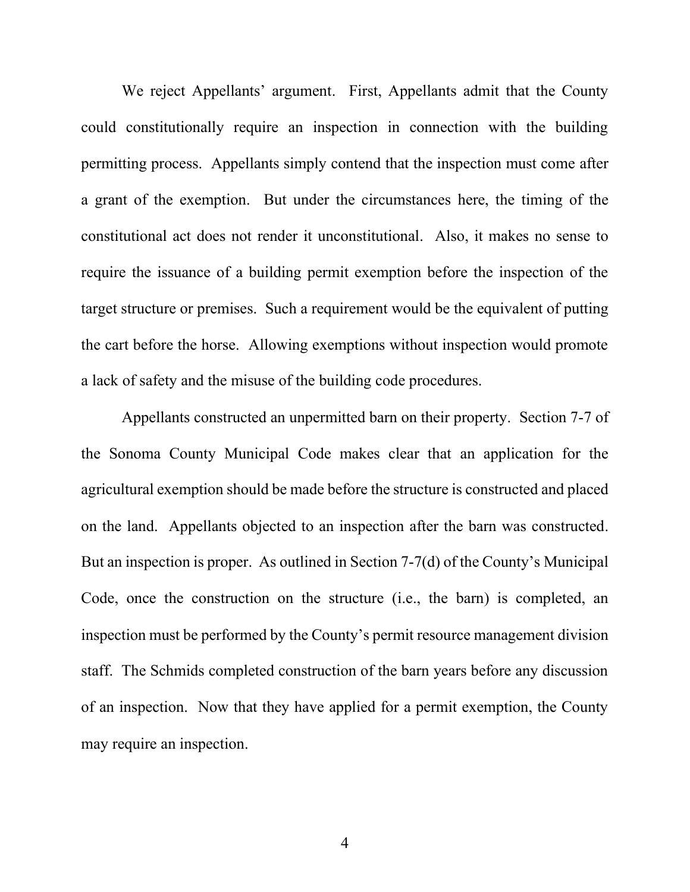We reject Appellants' argument. First, Appellants admit that the County could constitutionally require an inspection in connection with the building permitting process. Appellants simply contend that the inspection must come after a grant of the exemption. But under the circumstances here, the timing of the constitutional act does not render it unconstitutional. Also, it makes no sense to require the issuance of a building permit exemption before the inspection of the target structure or premises. Such a requirement would be the equivalent of putting the cart before the horse. Allowing exemptions without inspection would promote a lack of safety and the misuse of the building code procedures.

Appellants constructed an unpermitted barn on their property. Section 7-7 of the Sonoma County Municipal Code makes clear that an application for the agricultural exemption should be made before the structure is constructed and placed on the land. Appellants objected to an inspection after the barn was constructed. But an inspection is proper. As outlined in Section 7-7(d) of the County's Municipal Code, once the construction on the structure (i.e., the barn) is completed, an inspection must be performed by the County's permit resource management division staff. The Schmids completed construction of the barn years before any discussion of an inspection. Now that they have applied for a permit exemption, the County may require an inspection.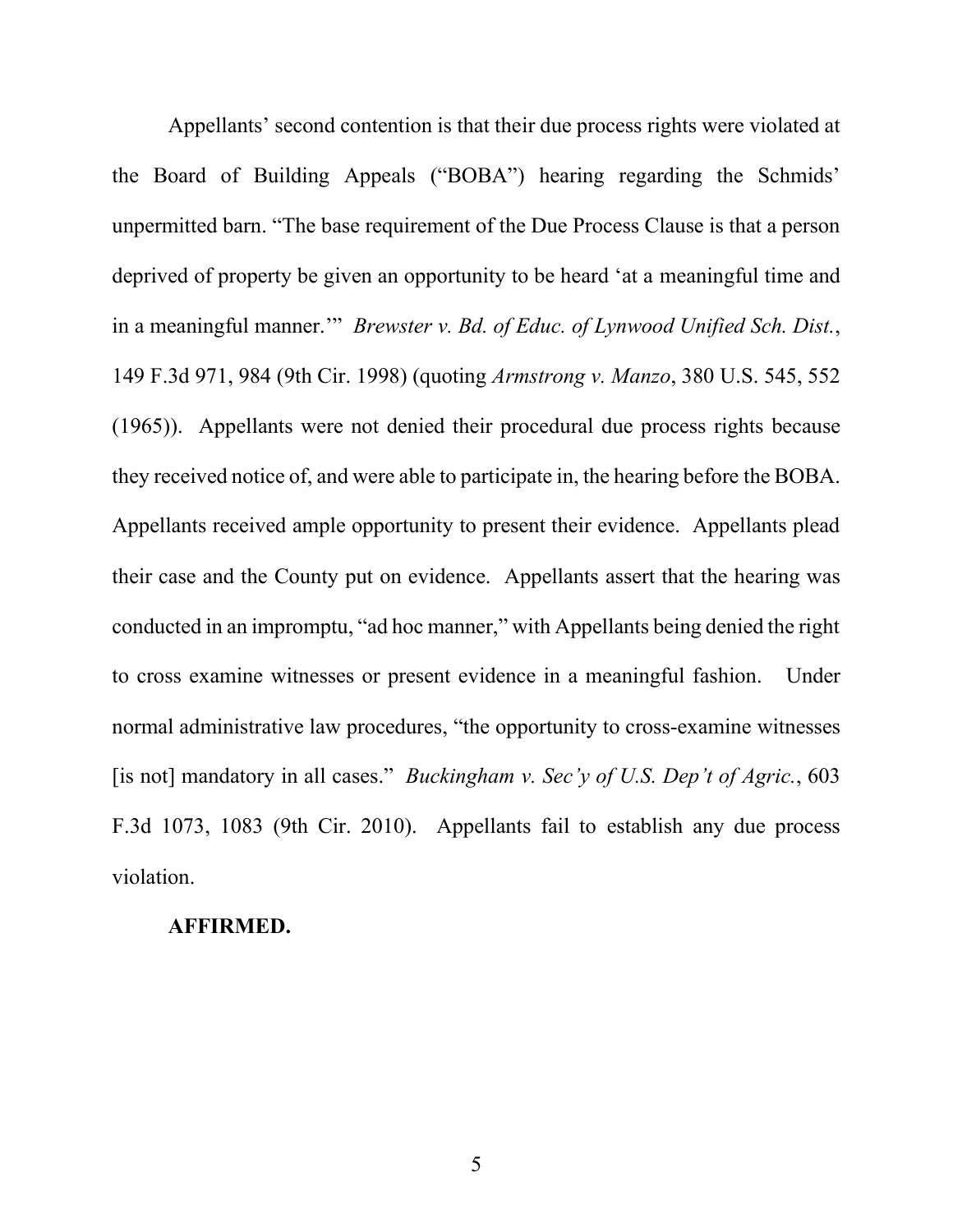Appellants' second contention is that their due process rights were violated at the Board of Building Appeals ("BOBA") hearing regarding the Schmids' unpermitted barn. "The base requirement of the Due Process Clause is that a person deprived of property be given an opportunity to be heard 'at a meaningful time and in a meaningful manner.'" *Brewster v. Bd. of Educ. of Lynwood Unified Sch. Dist.*, 149 F.3d 971, 984 (9th Cir. 1998) (quoting *Armstrong v. Manzo*, 380 U.S. 545, 552 (1965)). Appellants were not denied their procedural due process rights because they received notice of, and were able to participate in, the hearing before the BOBA. Appellants received ample opportunity to present their evidence. Appellants plead their case and the County put on evidence. Appellants assert that the hearing was conducted in an impromptu, "ad hoc manner," with Appellants being denied the right to cross examine witnesses or present evidence in a meaningful fashion. Under normal administrative law procedures, "the opportunity to cross-examine witnesses [is not] mandatory in all cases." *Buckingham v. Sec'y of U.S. Dep't of Agric.*, 603 F.3d 1073, 1083 (9th Cir. 2010). Appellants fail to establish any due process violation.

**AFFIRMED.**